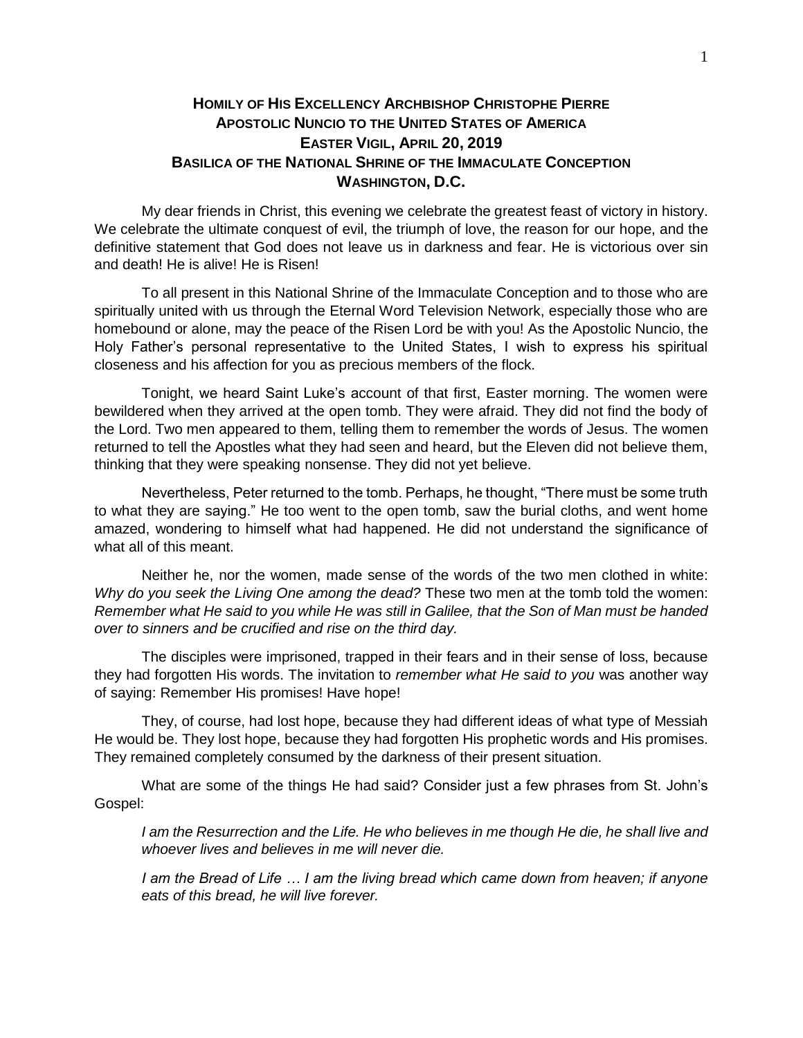# HOMILY OF HIS EXCELLENCY ARCHBISHOP CHRISTOPHE PIERRE
# APOSTOLIC NUNCIO TO THE UNITED STATES OF AMERICA
# EASTER VIGIL, APRIL 20, 2019
# BASILICA OF THE NATIONAL SHRINE OF THE IMMACULATE CONCEPTION
# WASHINGTON, D.C.

My dear friends in Christ, this evening we celebrate the greatest feast of victory in history. We celebrate the ultimate conquest of evil, the triumph of love, the reason for our hope, and the definitive statement that God does not leave us in darkness and fear. He is victorious over sin and death! He is alive! He is Risen!

To all present in this National Shrine of the Immaculate Conception and to those who are spiritually united with us through the Eternal Word Television Network, especially those who are homebound or alone, may the peace of the Risen Lord be with you! As the Apostolic Nuncio, the Holy Father's personal representative to the United States, I wish to express his spiritual closeness and his affection for you as precious members of the flock.

Tonight, we heard Saint Luke's account of that first, Easter morning. The women were bewildered when they arrived at the open tomb. They were afraid. They did not find the body of the Lord. Two men appeared to them, telling them to remember the words of Jesus. The women returned to tell the Apostles what they had seen and heard, but the Eleven did not believe them, thinking that they were speaking nonsense. They did not yet believe.

Nevertheless, Peter returned to the tomb. Perhaps, he thought, "There must be some truth to what they are saying." He too went to the open tomb, saw the burial cloths, and went home amazed, wondering to himself what had happened. He did not understand the significance of what all of this meant.

Neither he, nor the women, made sense of the words of the two men clothed in white: *Why do you seek the Living One among the dead?* These two men at the tomb told the women: *Remember what He said to you while He was still in Galilee, that the Son of Man must be handed over to sinners and be crucified and rise on the third day.*

The disciples were imprisoned, trapped in their fears and in their sense of loss, because they had forgotten His words. The invitation to *remember what He said to you* was another way of saying: Remember His promises! Have hope!

They, of course, had lost hope, because they had different ideas of what type of Messiah He would be. They lost hope, because they had forgotten His prophetic words and His promises. They remained completely consumed by the darkness of their present situation.

What are some of the things He had said? Consider just a few phrases from St. John's Gospel:

> *I am the Resurrection and the Life. He who believes in me though He die, he shall live and whoever lives and believes in me will never die.*
>
> *I am the Bread of Life … I am the living bread which came down from heaven; if anyone eats of this bread, he will live forever.*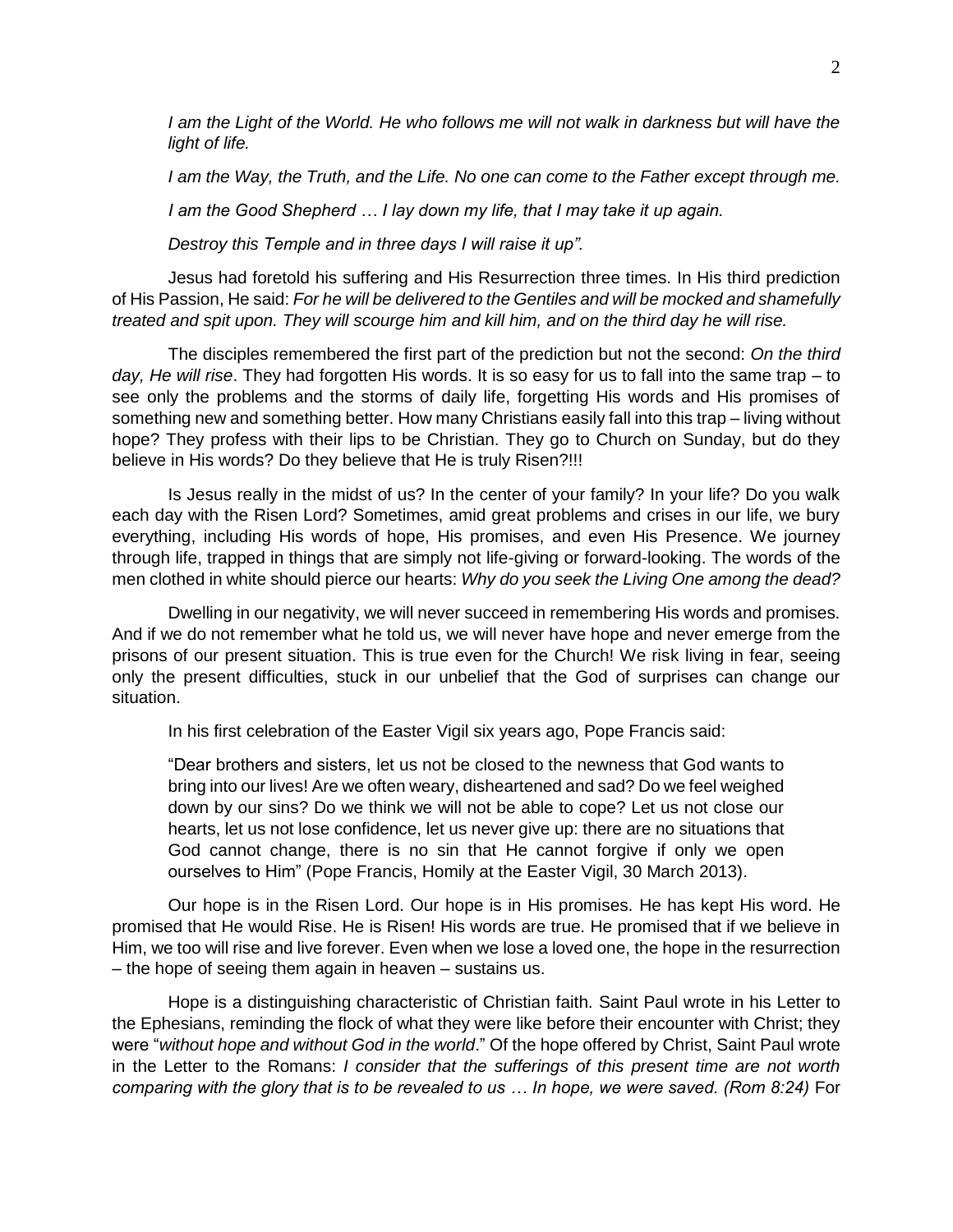*I am the Light of the World. He who follows me will not walk in darkness but will have the light of life.*

*I am the Way, the Truth, and the Life. No one can come to the Father except through me.*

*I am the Good Shepherd … I lay down my life, that I may take it up again.*

*Destroy this Temple and in three days I will raise it up".*

Jesus had foretold his suffering and His Resurrection three times. In His third prediction of His Passion, He said: *For he will be delivered to the Gentiles and will be mocked and shamefully treated and spit upon. They will scourge him and kill him, and on the third day he will rise.*

The disciples remembered the first part of the prediction but not the second: *On the third day, He will rise*. They had forgotten His words. It is so easy for us to fall into the same trap – to see only the problems and the storms of daily life, forgetting His words and His promises of something new and something better. How many Christians easily fall into this trap – living without hope? They profess with their lips to be Christian. They go to Church on Sunday, but do they believe in His words? Do they believe that He is truly Risen?!!!

Is Jesus really in the midst of us? In the center of your family? In your life? Do you walk each day with the Risen Lord? Sometimes, amid great problems and crises in our life, we bury everything, including His words of hope, His promises, and even His Presence. We journey through life, trapped in things that are simply not life-giving or forward-looking. The words of the men clothed in white should pierce our hearts: *Why do you seek the Living One among the dead?*

Dwelling in our negativity, we will never succeed in remembering His words and promises. And if we do not remember what he told us, we will never have hope and never emerge from the prisons of our present situation. This is true even for the Church! We risk living in fear, seeing only the present difficulties, stuck in our unbelief that the God of surprises can change our situation.

In his first celebration of the Easter Vigil six years ago, Pope Francis said:

> "Dear brothers and sisters, let us not be closed to the newness that God wants to bring into our lives! Are we often weary, disheartened and sad? Do we feel weighed down by our sins? Do we think we will not be able to cope? Let us not close our hearts, let us not lose confidence, let us never give up: there are no situations that God cannot change, there is no sin that He cannot forgive if only we open ourselves to Him" (Pope Francis, Homily at the Easter Vigil, 30 March 2013).

Our hope is in the Risen Lord. Our hope is in His promises. He has kept His word. He promised that He would Rise. He is Risen! His words are true. He promised that if we believe in Him, we too will rise and live forever. Even when we lose a loved one, the hope in the resurrection – the hope of seeing them again in heaven – sustains us.

Hope is a distinguishing characteristic of Christian faith. Saint Paul wrote in his Letter to the Ephesians, reminding the flock of what they were like before their encounter with Christ; they were "*without hope and without God in the world*." Of the hope offered by Christ, Saint Paul wrote in the Letter to the Romans: *I consider that the sufferings of this present time are not worth comparing with the glory that is to be revealed to us … In hope, we were saved. (Rom 8:24)* For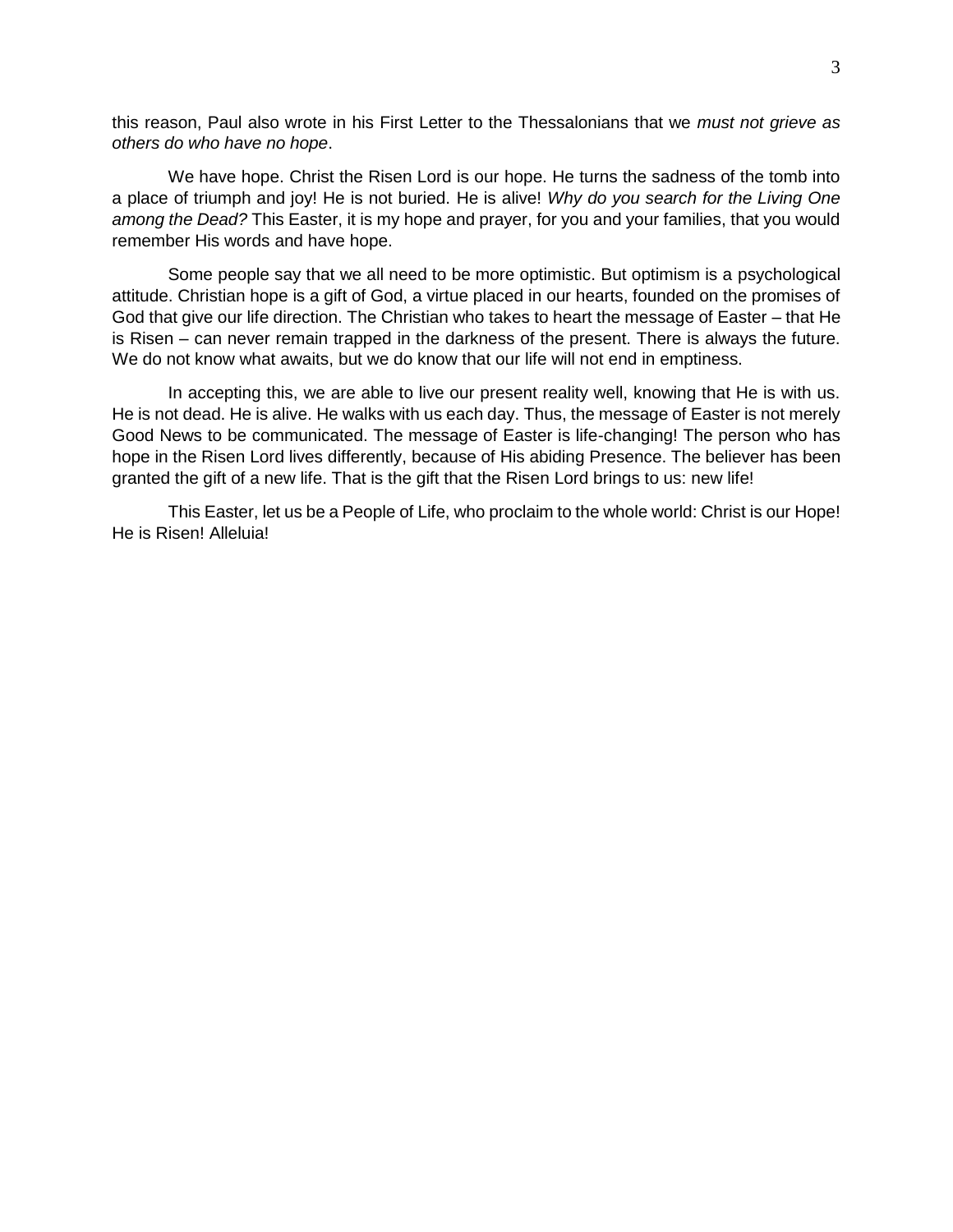this reason, Paul also wrote in his First Letter to the Thessalonians that we *must not grieve as others do who have no hope*.

We have hope. Christ the Risen Lord is our hope. He turns the sadness of the tomb into a place of triumph and joy! He is not buried. He is alive! *Why do you search for the Living One among the Dead?* This Easter, it is my hope and prayer, for you and your families, that you would remember His words and have hope.

Some people say that we all need to be more optimistic. But optimism is a psychological attitude. Christian hope is a gift of God, a virtue placed in our hearts, founded on the promises of God that give our life direction. The Christian who takes to heart the message of Easter – that He is Risen – can never remain trapped in the darkness of the present. There is always the future. We do not know what awaits, but we do know that our life will not end in emptiness.

In accepting this, we are able to live our present reality well, knowing that He is with us. He is not dead. He is alive. He walks with us each day. Thus, the message of Easter is not merely Good News to be communicated. The message of Easter is life-changing! The person who has hope in the Risen Lord lives differently, because of His abiding Presence. The believer has been granted the gift of a new life. That is the gift that the Risen Lord brings to us: new life!

This Easter, let us be a People of Life, who proclaim to the whole world: Christ is our Hope! He is Risen! Alleluia!